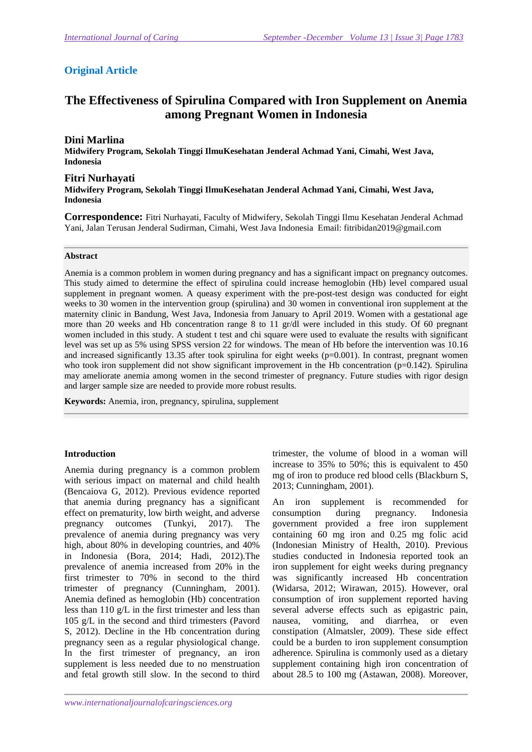**Original Article**

# The Effectiveness of Spirulina Compared with Iron Supplement on Anemia among Pregnant Women in Indonesia

## Dini Marlina

**Midwifery Program, Sekolah Tinggi IlmuKesehatan Jenderal Achmad Yani, Cimahi, West Java, Indonesia**

## Fitri Nurhayati

**Midwifery Program, Sekolah Tinggi IlmuKesehatan Jenderal Achmad Yani, Cimahi, West Java, Indonesia**

**Correspondence:** Fitri Nurhayati, Faculty of Midwifery, Sekolah Tinggi Ilmu Kesehatan Jenderal Achmad Yani, Jalan Terusan Jenderal Sudirman, Cimahi, West Java Indonesia Email: fitribidan2019@gmail.com

**Abstract**

Anemia is a common problem in women during pregnancy and has a significant impact on pregnancy outcomes. This study aimed to determine the effect of spirulina could increase hemoglobin (Hb) level compared usual supplement in pregnant women. A queasy experiment with the pre-post-test design was conducted for eight weeks to 30 women in the intervention group (spirulina) and 30 women in conventional iron supplement at the maternity clinic in Bandung, West Java, Indonesia from January to April 2019. Women with a gestational age more than 20 weeks and Hb concentration range 8 to 11 gr/dl were included in this study. Of 60 pregnant women included in this study. A student t test and chi square were used to evaluate the results with significant level was set up as 5% using SPSS version 22 for windows. The mean of Hb before the intervention was 10.16 and increased significantly 13.35 after took spirulina for eight weeks (p=0.001). In contrast, pregnant women who took iron supplement did not show significant improvement in the Hb concentration (p=0.142). Spirulina may ameliorate anemia among women in the second trimester of pregnancy. Future studies with rigor design and larger sample size are needed to provide more robust results.

**Keywords:** Anemia, iron, pregnancy, spirulina, supplement

## Introduction

Anemia during pregnancy is a common problem with serious impact on maternal and child health (Bencaiova G, 2012). Previous evidence reported that anemia during pregnancy has a significant effect on prematurity, low birth weight, and adverse pregnancy outcomes (Tunkyi, 2017). The prevalence of anemia during pregnancy was very high, about 80% in developing countries, and 40% in Indonesia (Bora, 2014; Hadi, 2012).The prevalence of anemia increased from 20% in the first trimester to 70% in second to the third trimester of pregnancy (Cunningham, 2001). Anemia defined as hemoglobin (Hb) concentration less than 110 g/L in the first trimester and less than 105 g/L in the second and third trimesters (Pavord S, 2012). Decline in the Hb concentration during pregnancy seen as a regular physiological change. In the first trimester of pregnancy, an iron supplement is less needed due to no menstruation and fetal growth still slow. In the second to third trimester, the volume of blood in a woman will increase to 35% to 50%; this is equivalent to 450 mg of iron to produce red blood cells (Blackburn S, 2013; Cunningham, 2001).

An iron supplement is recommended for consumption during pregnancy. Indonesia government provided a free iron supplement containing 60 mg iron and 0.25 mg folic acid (Indonesian Ministry of Health, 2010). Previous studies conducted in Indonesia reported took an iron supplement for eight weeks during pregnancy was significantly increased Hb concentration (Widarsa, 2012; Wirawan, 2015). However, oral consumption of iron supplement reported having several adverse effects such as epigastric pain, nausea, vomiting, and diarrhea, or even constipation (Almatsler, 2009). These side effect could be a burden to iron supplement consumption adherence. Spirulina is commonly used as a dietary supplement containing high iron concentration of about 28.5 to 100 mg (Astawan, 2008). Moreover,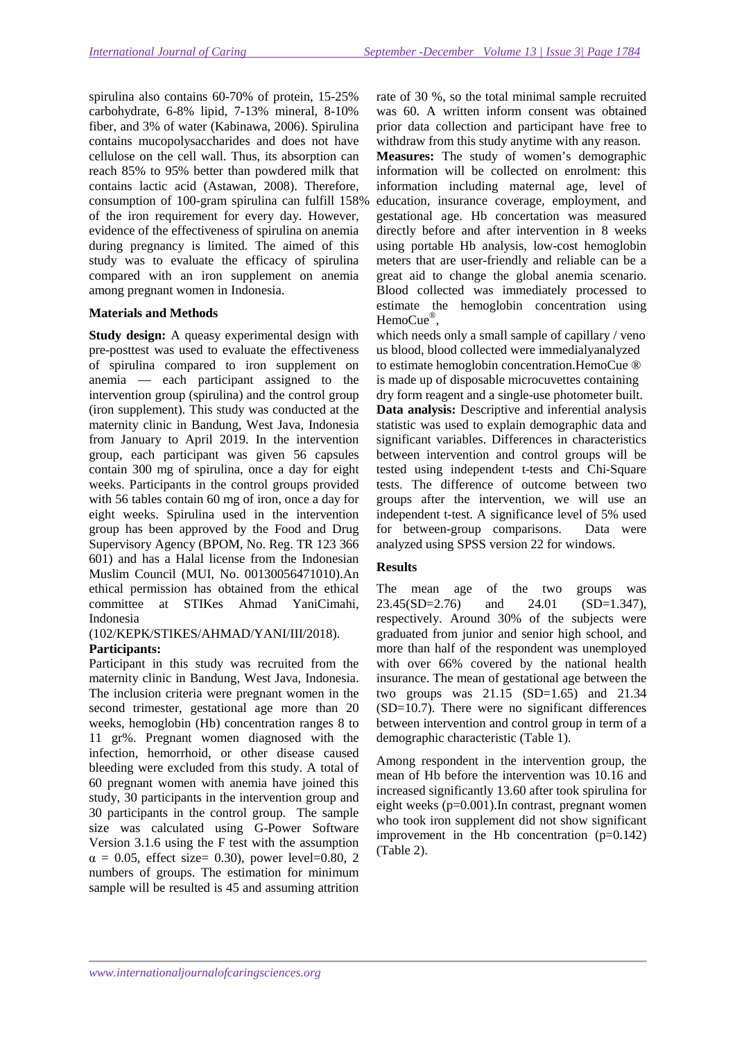spirulina also contains 60-70% of protein, 15-25% carbohydrate, 6-8% lipid, 7-13% mineral, 8-10% fiber, and 3% of water (Kabinawa, 2006). Spirulina contains mucopolysaccharides and does not have cellulose on the cell wall. Thus, its absorption can reach 85% to 95% better than powdered milk that contains lactic acid (Astawan, 2008). Therefore, consumption of 100-gram spirulina can fulfill 158% of the iron requirement for every day. However, evidence of the effectiveness of spirulina on anemia during pregnancy is limited. The aimed of this study was to evaluate the efficacy of spirulina compared with an iron supplement on anemia among pregnant women in Indonesia.

## Materials and Methods

**Study design:** A queasy experimental design with pre-posttest was used to evaluate the effectiveness of spirulina compared to iron supplement on anemia — each participant assigned to the intervention group (spirulina) and the control group (iron supplement). This study was conducted at the maternity clinic in Bandung, West Java, Indonesia from January to April 2019. In the intervention group, each participant was given 56 capsules contain 300 mg of spirulina, once a day for eight weeks. Participants in the control groups provided with 56 tables contain 60 mg of iron, once a day for eight weeks. Spirulina used in the intervention group has been approved by the Food and Drug Supervisory Agency (BPOM, No. Reg. TR 123 366 601) and has a Halal license from the Indonesian Muslim Council (MUI, No. 00130056471010).An ethical permission has obtained from the ethical committee at STIKes Ahmad YaniCimahi, Indonesia (102/KEPK/STIKES/AHMAD/YANI/III/2018).

**Participants:**

Participant in this study was recruited from the maternity clinic in Bandung, West Java, Indonesia. The inclusion criteria were pregnant women in the second trimester, gestational age more than 20 weeks, hemoglobin (Hb) concentration ranges 8 to 11 gr%. Pregnant women diagnosed with the infection, hemorrhoid, or other disease caused bleeding were excluded from this study. A total of 60 pregnant women with anemia have joined this study, 30 participants in the intervention group and 30 participants in the control group. The sample size was calculated using G-Power Software Version 3.1.6 using the F test with the assumption $\alpha$ = 0.05, effect size= 0.30), power level=0.80, 2 numbers of groups. The estimation for minimum sample will be resulted is 45 and assuming attrition rate of 30 %, so the total minimal sample recruited was 60. A written inform consent was obtained prior data collection and participant have free to withdraw from this study anytime with any reason.

**Measures:** The study of women's demographic information will be collected on enrolment: this information including maternal age, level of education, insurance coverage, employment, and gestational age. Hb concetration was measured directly before and after intervention in 8 weeks using portable Hb analysis, low-cost hemoglobin meters that are user-friendly and reliable can be a great aid to change the global anemia scenario. Blood collected was immediately processed to estimate the hemoglobin concentration using HemoCue®,

which needs only a small sample of capillary / veno us blood, blood collected were immedialyanalyzed to estimate hemoglobin concentration.HemoCue ® is made up of disposable microcuvettes containing dry form reagent and a single-use photometer built.

**Data analysis:** Descriptive and inferential analysis statistic was used to explain demographic data and significant variables. Differences in characteristics between intervention and control groups will be tested using independent t-tests and Chi-Square tests. The difference of outcome between two groups after the intervention, we will use an independent t-test. A significance level of 5% used for between-group comparisons. Data were analyzed using SPSS version 22 for windows.

## Results

The mean age of the two groups was 23.45(SD=2.76) and 24.01 (SD=1.347), respectively. Around 30% of the subjects were graduated from junior and senior high school, and more than half of the respondent was unemployed with over 66% covered by the national health insurance. The mean of gestational age between the two groups was 21.15 (SD=1.65) and 21.34 (SD=10.7). There were no significant differences between intervention and control group in term of a demographic characteristic (Table 1).

Among respondent in the intervention group, the mean of Hb before the intervention was 10.16 and increased significantly 13.60 after took spirulina for eight weeks (p=0.001).In contrast, pregnant women who took iron supplement did not show significant improvement in the Hb concentration (p=0.142) (Table 2).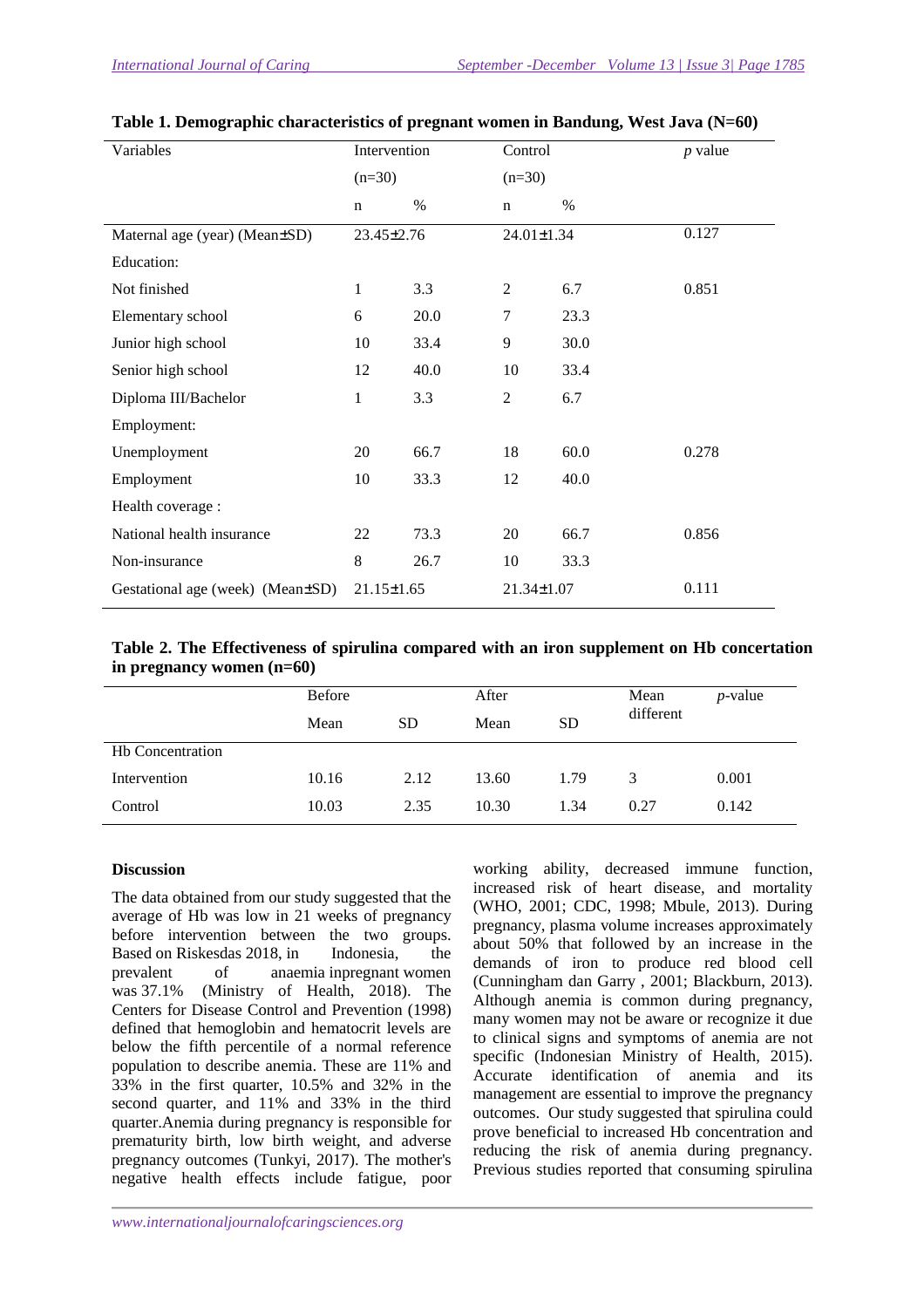**Table 1. Demographic characteristics of pregnant women in Bandung, West Java (N=60)**

| Variables | Intervention (n=30) | | Control (n=30) | | *p* value |
|---|---|---|---|---|---|
| | n | % | n | % | |
| Maternal age (year) (Mean±SD) | 23.45±2.76 | | 24.01±1.34 | | 0.127 |
| Education: | | | | | |
| Not finished | 1 | 3.3 | 2 | 6.7 | 0.851 |
| Elementary school | 6 | 20.0 | 7 | 23.3 | |
| Junior high school | 10 | 33.4 | 9 | 30.0 | |
| Senior high school | 12 | 40.0 | 10 | 33.4 | |
| Diploma III/Bachelor | 1 | 3.3 | 2 | 6.7 | |
| Employment: | | | | | |
| Unemployment | 20 | 66.7 | 18 | 60.0 | 0.278 |
| Employment | 10 | 33.3 | 12 | 40.0 | |
| Health coverage : | | | | | |
| National health insurance | 22 | 73.3 | 20 | 66.7 | 0.856 |
| Non-insurance | 8 | 26.7 | 10 | 33.3 | |
| Gestational age (week) (Mean±SD) | 21.15±1.65 | | 21.34±1.07 | | 0.111 |

**Table 2. The Effectiveness of spirulina compared with an iron supplement on Hb concertation in pregnancy women (n=60)**

| | Before | | After | | Mean different | *p*-value |
|---|---|---|---|---|---|---|
| | Mean | SD | Mean | SD | | |
| Hb Concentration | | | | | | |
| Intervention | 10.16 | 2.12 | 13.60 | 1.79 | 3 | 0.001 |
| Control | 10.03 | 2.35 | 10.30 | 1.34 | 0.27 | 0.142 |

## Discussion

The data obtained from our study suggested that the average of Hb was low in 21 weeks of pregnancy before intervention between the two groups. Based on Riskesdas 2018, in Indonesia, the prevalent of anaemia inpregnant women was 37.1% (Ministry of Health, 2018). The Centers for Disease Control and Prevention (1998) defined that hemoglobin and hematocrit levels are below the fifth percentile of a normal reference population to describe anemia. These are 11% and 33% in the first quarter, 10.5% and 32% in the second quarter, and 11% and 33% in the third quarter.Anemia during pregnancy is responsible for prematurity birth, low birth weight, and adverse pregnancy outcomes (Tunkyi, 2017). The mother's negative health effects include fatigue, poor working ability, decreased immune function, increased risk of heart disease, and mortality (WHO, 2001; CDC, 1998; Mbule, 2013). During pregnancy, plasma volume increases approximately about 50% that followed by an increase in the demands of iron to produce red blood cell (Cunningham dan Garry , 2001; Blackburn, 2013). Although anemia is common during pregnancy, many women may not be aware or recognize it due to clinical signs and symptoms of anemia are not specific (Indonesian Ministry of Health, 2015). Accurate identification of anemia and its management are essential to improve the pregnancy outcomes. Our study suggested that spirulina could prove beneficial to increased Hb concentration and reducing the risk of anemia during pregnancy. Previous studies reported that consuming spirulina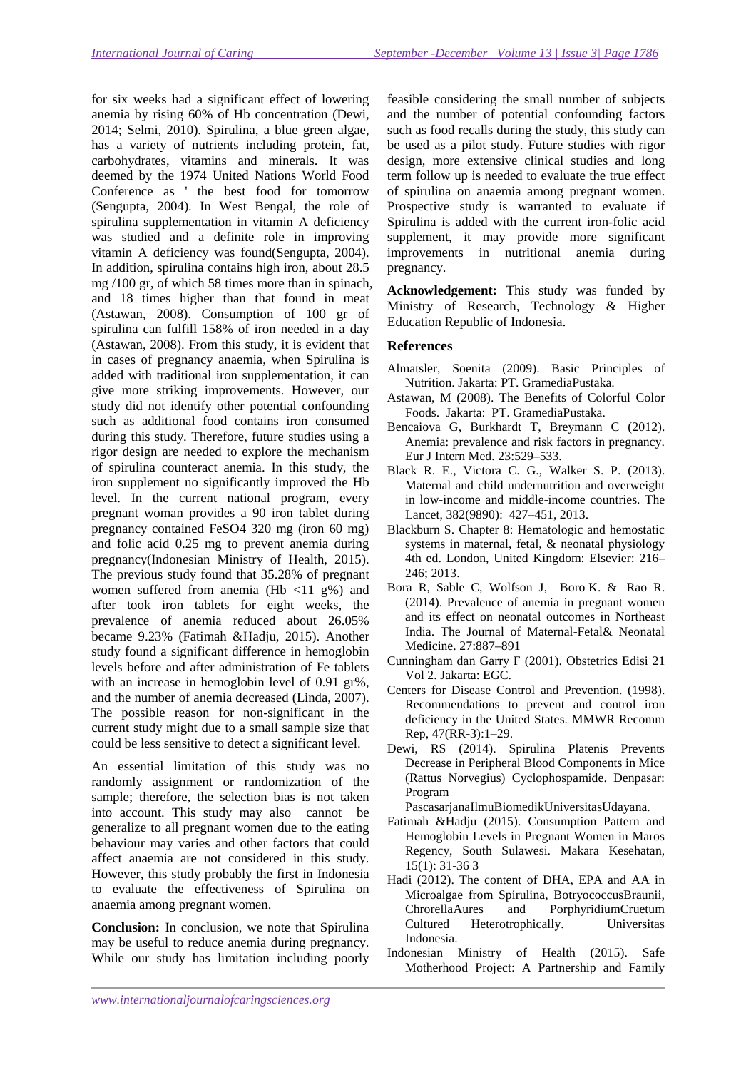for six weeks had a significant effect of lowering anemia by rising 60% of Hb concentration (Dewi, 2014; Selmi, 2010). Spirulina, a blue green algae, has a variety of nutrients including protein, fat, carbohydrates, vitamins and minerals. It was deemed by the 1974 United Nations World Food Conference as ' the best food for tomorrow (Sengupta, 2004). In West Bengal, the role of spirulina supplementation in vitamin A deficiency was studied and a definite role in improving vitamin A deficiency was found(Sengupta, 2004). In addition, spirulina contains high iron, about 28.5 mg /100 gr, of which 58 times more than in spinach, and 18 times higher than that found in meat (Astawan, 2008). Consumption of 100 gr of spirulina can fulfill 158% of iron needed in a day (Astawan, 2008). From this study, it is evident that in cases of pregnancy anaemia, when Spirulina is added with traditional iron supplementation, it can give more striking improvements. However, our study did not identify other potential confounding such as additional food contains iron consumed during this study. Therefore, future studies using a rigor design are needed to explore the mechanism of spirulina counteract anemia. In this study, the iron supplement no significantly improved the Hb level. In the current national program, every pregnant woman provides a 90 iron tablet during pregnancy contained $FeSO_4$ 320 mg (iron 60 mg) and folic acid 0.25 mg to prevent anemia during pregnancy(Indonesian Ministry of Health, 2015). The previous study found that 35.28% of pregnant women suffered from anemia (Hb <11 g%) and after took iron tablets for eight weeks, the prevalence of anemia reduced about 26.05% became 9.23% (Fatimah &Hadju, 2015). Another study found a significant difference in hemoglobin levels before and after administration of Fe tablets with an increase in hemoglobin level of 0.91 gr%, and the number of anemia decreased (Linda, 2007). The possible reason for non-significant in the current study might due to a small sample size that could be less sensitive to detect a significant level.

An essential limitation of this study was no randomly assignment or randomization of the sample; therefore, the selection bias is not taken into account. This study may also cannot be generalize to all pregnant women due to the eating behaviour may varies and other factors that could affect anaemia are not considered in this study. However, this study probably the first in Indonesia to evaluate the effectiveness of Spirulina on anaemia among pregnant women.

**Conclusion:** In conclusion, we note that Spirulina may be useful to reduce anemia during pregnancy. While our study has limitation including poorly feasible considering the small number of subjects and the number of potential confounding factors such as food recalls during the study, this study can be used as a pilot study. Future studies with rigor design, more extensive clinical studies and long term follow up is needed to evaluate the true effect of spirulina on anaemia among pregnant women. Prospective study is warranted to evaluate if Spirulina is added with the current iron-folic acid supplement, it may provide more significant improvements in nutritional anemia during pregnancy.

**Acknowledgement:** This study was funded by Ministry of Research, Technology & Higher Education Republic of Indonesia.

## References

Almatsler, Soenita (2009). Basic Principles of Nutrition. Jakarta: PT. GramediaPustaka.

Astawan, M (2008). The Benefits of Colorful Color Foods. Jakarta: PT. GramediaPustaka.

Bencaiova G, Burkhardt T, Breymann C (2012). Anemia: prevalence and risk factors in pregnancy. Eur J Intern Med. 23:529–533.

Black R. E., Victora C. G., Walker S. P. (2013). Maternal and child undernutrition and overweight in low-income and middle-income countries. The Lancet, 382(9890): 427–451, 2013.

Blackburn S. Chapter 8: Hematologic and hemostatic systems in maternal, fetal, & neonatal physiology 4th ed. London, United Kingdom: Elsevier: 216–246; 2013.

Bora R, Sable C, Wolfson J, Boro K. & Rao R. (2014). Prevalence of anemia in pregnant women and its effect on neonatal outcomes in Northeast India. The Journal of Maternal-Fetal& Neonatal Medicine. 27:887–891

Cunningham dan Garry F (2001). Obstetrics Edisi 21 Vol 2. Jakarta: EGC.

Centers for Disease Control and Prevention. (1998). Recommendations to prevent and control iron deficiency in the United States. MMWR Recomm Rep, 47(RR-3):1–29.

Dewi, RS (2014). Spirulina Platenis Prevents Decrease in Peripheral Blood Components in Mice (Rattus Norvegius) Cyclophospamide. Denpasar: Program PascasarjanaIlmuBiomedikUniversitasUdayana.

Fatimah &Hadju (2015). Consumption Pattern and Hemoglobin Levels in Pregnant Women in Maros Regency, South Sulawesi. Makara Kesehatan, 15(1): 31-36 3

Hadi (2012). The content of DHA, EPA and AA in Microalgae from Spirulina, BotryococcusBraunii, ChrorellaAures and PorphyridiumCruetum Cultured Heterotrophically. Universitas Indonesia.

Indonesian Ministry of Health (2015). Safe Motherhood Project: A Partnership and Family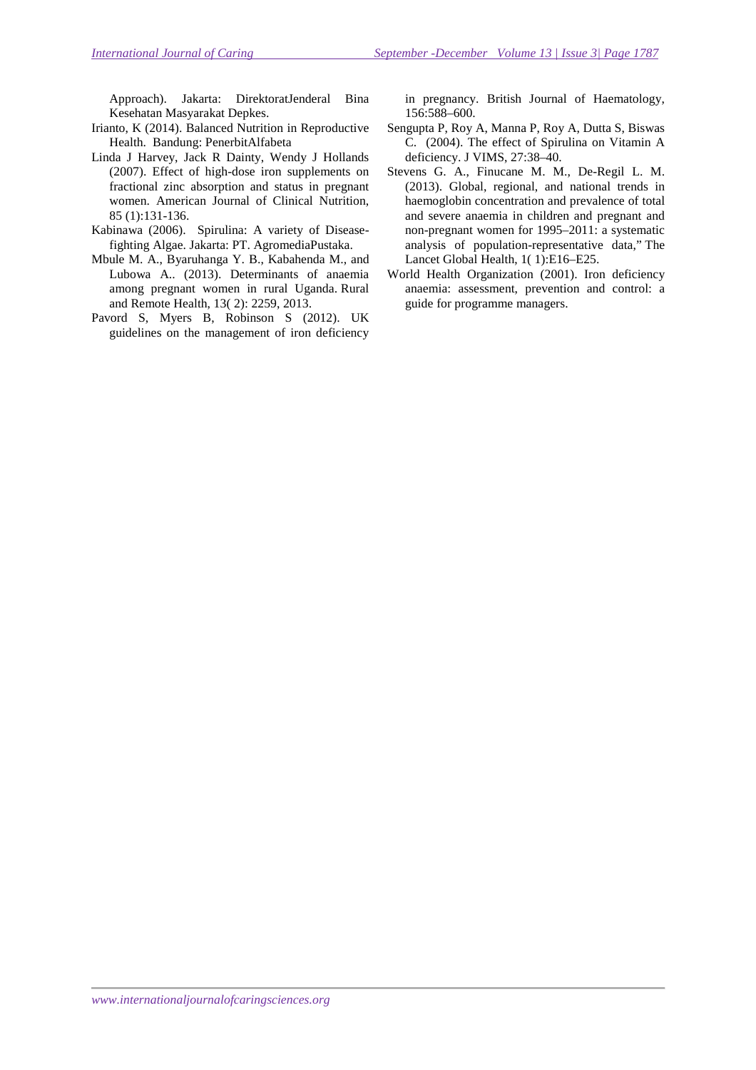Approach). Jakarta: DirektoratJenderal Bina Kesehatan Masyarakat Depkes.

Irianto, K (2014). Balanced Nutrition in Reproductive Health. Bandung: PenerbitAlfabeta

Linda J Harvey, Jack R Dainty, Wendy J Hollands (2007). Effect of high-dose iron supplements on fractional zinc absorption and status in pregnant women. American Journal of Clinical Nutrition, 85 (1):131-136.

Kabinawa (2006). Spirulina: A variety of Disease-fighting Algae. Jakarta: PT. AgromediaPustaka.

Mbule M. A., Byaruhanga Y. B., Kabahenda M., and Lubowa A.. (2013). Determinants of anaemia among pregnant women in rural Uganda. Rural and Remote Health, 13( 2): 2259, 2013.

Pavord S, Myers B, Robinson S (2012). UK guidelines on the management of iron deficiency in pregnancy. British Journal of Haematology, 156:588–600.

Sengupta P, Roy A, Manna P, Roy A, Dutta S, Biswas C. (2004). The effect of Spirulina on Vitamin A deficiency. J VIMS, 27:38–40.

Stevens G. A., Finucane M. M., De-Regil L. M. (2013). Global, regional, and national trends in haemoglobin concentration and prevalence of total and severe anaemia in children and pregnant and non-pregnant women for 1995–2011: a systematic analysis of population-representative data," The Lancet Global Health, 1( 1):E16–E25.

World Health Organization (2001). Iron deficiency anaemia: assessment, prevention and control: a guide for programme managers.